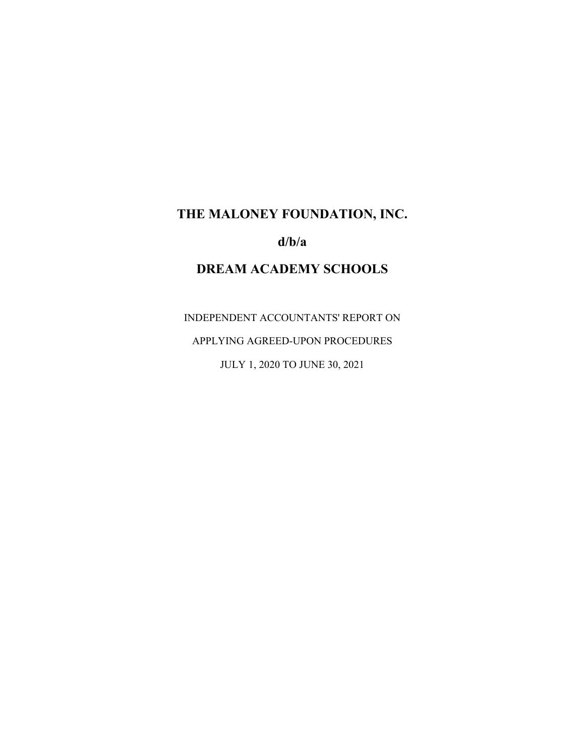# THE MALONEY FOUNDATION, INC.

# d/b/a

# DREAM ACADEMY SCHOOLS

INDEPENDENT ACCOUNTANTS' REPORT ON

APPLYING AGREED-UPON PROCEDURES

JULY 1, 2020 TO JUNE 30, 2021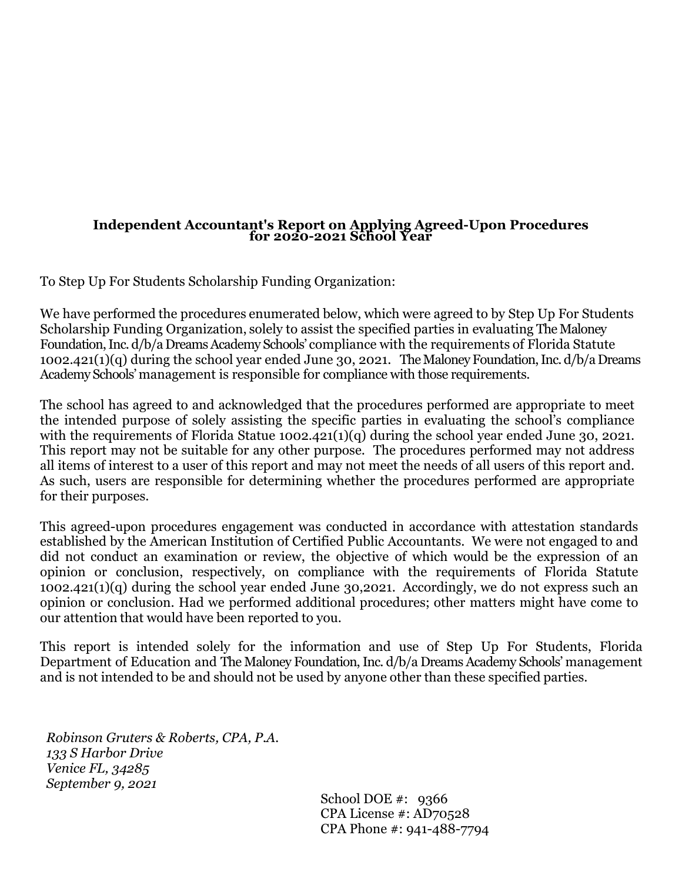## Independent Accountant's Report on Applying Agreed-Upon Procedures for 2020-2021 School Year

To Step Up For Students Scholarship Funding Organization:

We have performed the procedures enumerated below, which were agreed to by Step Up For Students Scholarship Funding Organization, solely to assist the specified parties in evaluating The Maloney Foundation, Inc. d/b/a Dreams Academy Schools' compliance with the requirements of Florida Statute 1002.421(1)(q) during the school year ended June 30, 2021. The Maloney Foundation, Inc. d/b/a Dreams Academy Schools' management is responsible for compliance with those requirements.

The school has agreed to and acknowledged that the procedures performed are appropriate to meet the intended purpose of solely assisting the specific parties in evaluating the school's compliance with the requirements of Florida Statue 1002.421(1)(q) during the school year ended June 30, 2021. This report may not be suitable for any other purpose. The procedures performed may not address all items of interest to a user of this report and may not meet the needs of all users of this report and. As such, users are responsible for determining whether the procedures performed are appropriate for their purposes.

This agreed-upon procedures engagement was conducted in accordance with attestation standards established by the American Institution of Certified Public Accountants. We were not engaged to and did not conduct an examination or review, the objective of which would be the expression of an opinion or conclusion, respectively, on compliance with the requirements of Florida Statute 1002.421(1)(q) during the school year ended June 30,2021. Accordingly, we do not express such an opinion or conclusion. Had we performed additional procedures; other matters might have come to our attention that would have been reported to you.

This report is intended solely for the information and use of Step Up For Students, Florida Department of Education and The Maloney Foundation, Inc. d/b/a Dreams Academy Schools' management and is not intended to be and should not be used by anyone other than these specified parties.

*Robinson Gruters & Roberts, CPA, P.A.*
*133 S Harbor Drive*
*Venice FL, 34285*
*September 9, 2021*

School DOE #: 9366
CPA License #: AD70528
CPA Phone #: 941-488-7794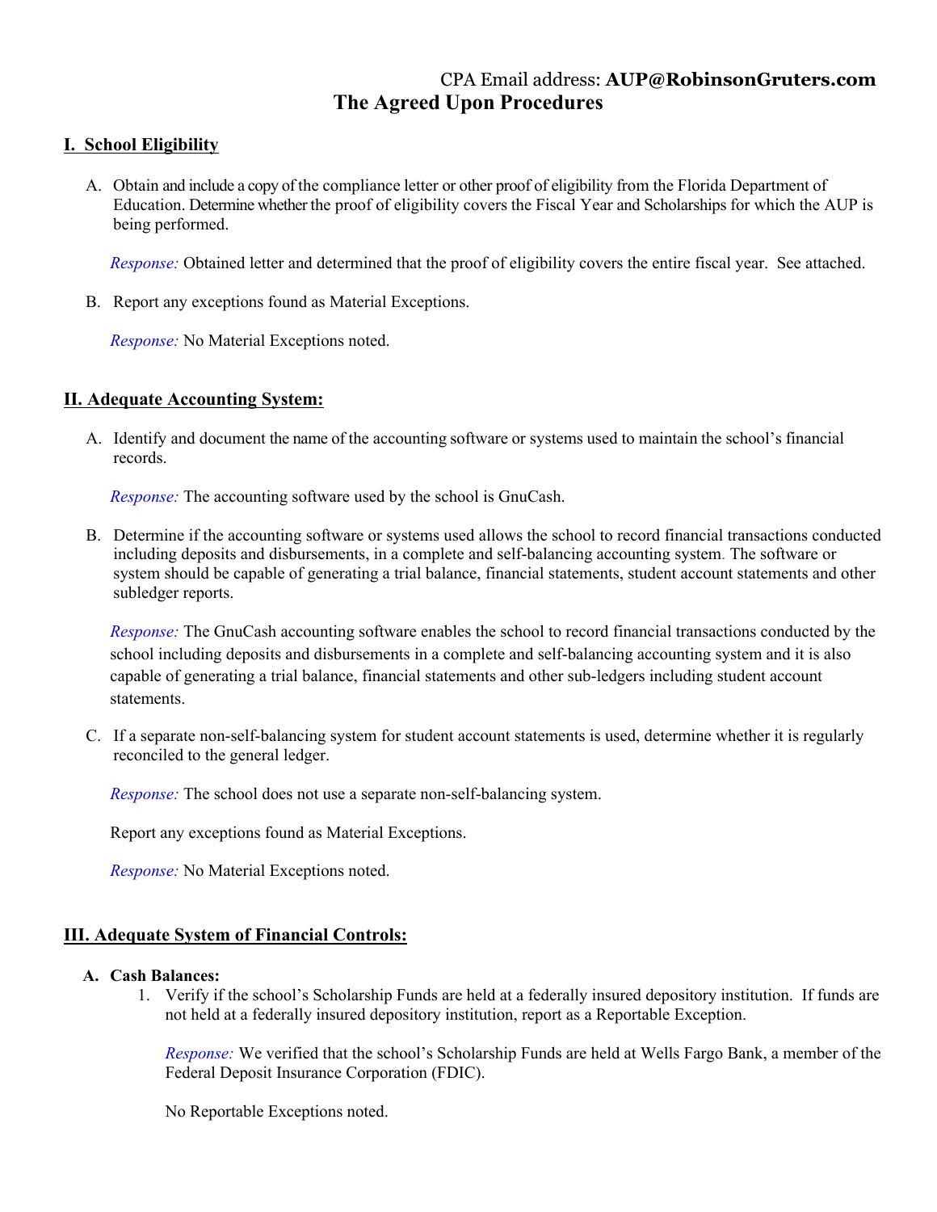CPA Email address: **AUP@RobinsonGruters.com**

# The Agreed Upon Procedures

## I. School Eligibility

A. Obtain and include a copy of the compliance letter or other proof of eligibility from the Florida Department of Education. Determine whether the proof of eligibility covers the Fiscal Year and Scholarships for which the AUP is being performed.

*Response:* Obtained letter and determined that the proof of eligibility covers the entire fiscal year. See attached.

B. Report any exceptions found as Material Exceptions.

*Response:* No Material Exceptions noted.

## II. Adequate Accounting System:

A. Identify and document the name of the accounting software or systems used to maintain the school's financial records.

*Response:* The accounting software used by the school is GnuCash.

B. Determine if the accounting software or systems used allows the school to record financial transactions conducted including deposits and disbursements, in a complete and self-balancing accounting system. The software or system should be capable of generating a trial balance, financial statements, student account statements and other subledger reports.

*Response:* The GnuCash accounting software enables the school to record financial transactions conducted by the school including deposits and disbursements in a complete and self-balancing accounting system and it is also capable of generating a trial balance, financial statements and other sub-ledgers including student account statements.

C. If a separate non-self-balancing system for student account statements is used, determine whether it is regularly reconciled to the general ledger.

*Response:* The school does not use a separate non-self-balancing system.

Report any exceptions found as Material Exceptions.

*Response:* No Material Exceptions noted.

## III. Adequate System of Financial Controls:

**A. Cash Balances:**

1. Verify if the school's Scholarship Funds are held at a federally insured depository institution. If funds are not held at a federally insured depository institution, report as a Reportable Exception.

   *Response:* We verified that the school's Scholarship Funds are held at Wells Fargo Bank, a member of the Federal Deposit Insurance Corporation (FDIC).

   No Reportable Exceptions noted.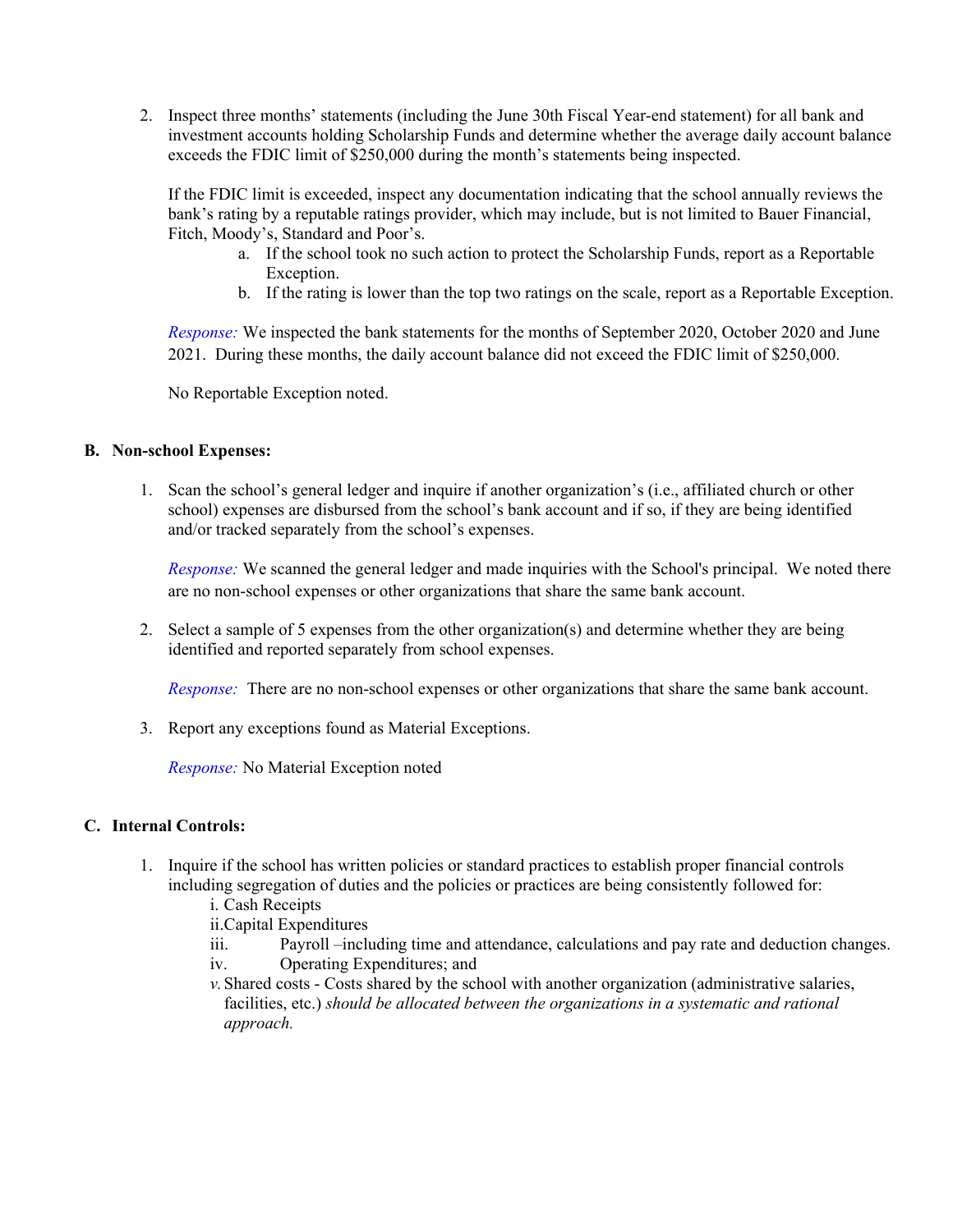2. Inspect three months' statements (including the June 30th Fiscal Year-end statement) for all bank and investment accounts holding Scholarship Funds and determine whether the average daily account balance exceeds the FDIC limit of $250,000 during the month's statements being inspected.

   If the FDIC limit is exceeded, inspect any documentation indicating that the school annually reviews the bank's rating by a reputable ratings provider, which may include, but is not limited to Bauer Financial, Fitch, Moody's, Standard and Poor's.

   a. If the school took no such action to protect the Scholarship Funds, report as a Reportable Exception.
   b. If the rating is lower than the top two ratings on the scale, report as a Reportable Exception.

   *Response:* We inspected the bank statements for the months of September 2020, October 2020 and June 2021. During these months, the daily account balance did not exceed the FDIC limit of $250,000.

   No Reportable Exception noted.

## B. Non-school Expenses:

1. Scan the school's general ledger and inquire if another organization's (i.e., affiliated church or other school) expenses are disbursed from the school's bank account and if so, if they are being identified and/or tracked separately from the school's expenses.

   *Response:* We scanned the general ledger and made inquiries with the School's principal. We noted there are no non-school expenses or other organizations that share the same bank account.

2. Select a sample of 5 expenses from the other organization(s) and determine whether they are being identified and reported separately from school expenses.

   *Response:* There are no non-school expenses or other organizations that share the same bank account.

3. Report any exceptions found as Material Exceptions.

   *Response:* No Material Exception noted

## C. Internal Controls:

1. Inquire if the school has written policies or standard practices to establish proper financial controls including segregation of duties and the policies or practices are being consistently followed for:
   i. Cash Receipts
   ii. Capital Expenditures
   iii. Payroll –including time and attendance, calculations and pay rate and deduction changes.
   iv. Operating Expenditures; and
   *v.* Shared costs - Costs shared by the school with another organization (administrative salaries, facilities, etc.) *should be allocated between the organizations in a systematic and rational approach.*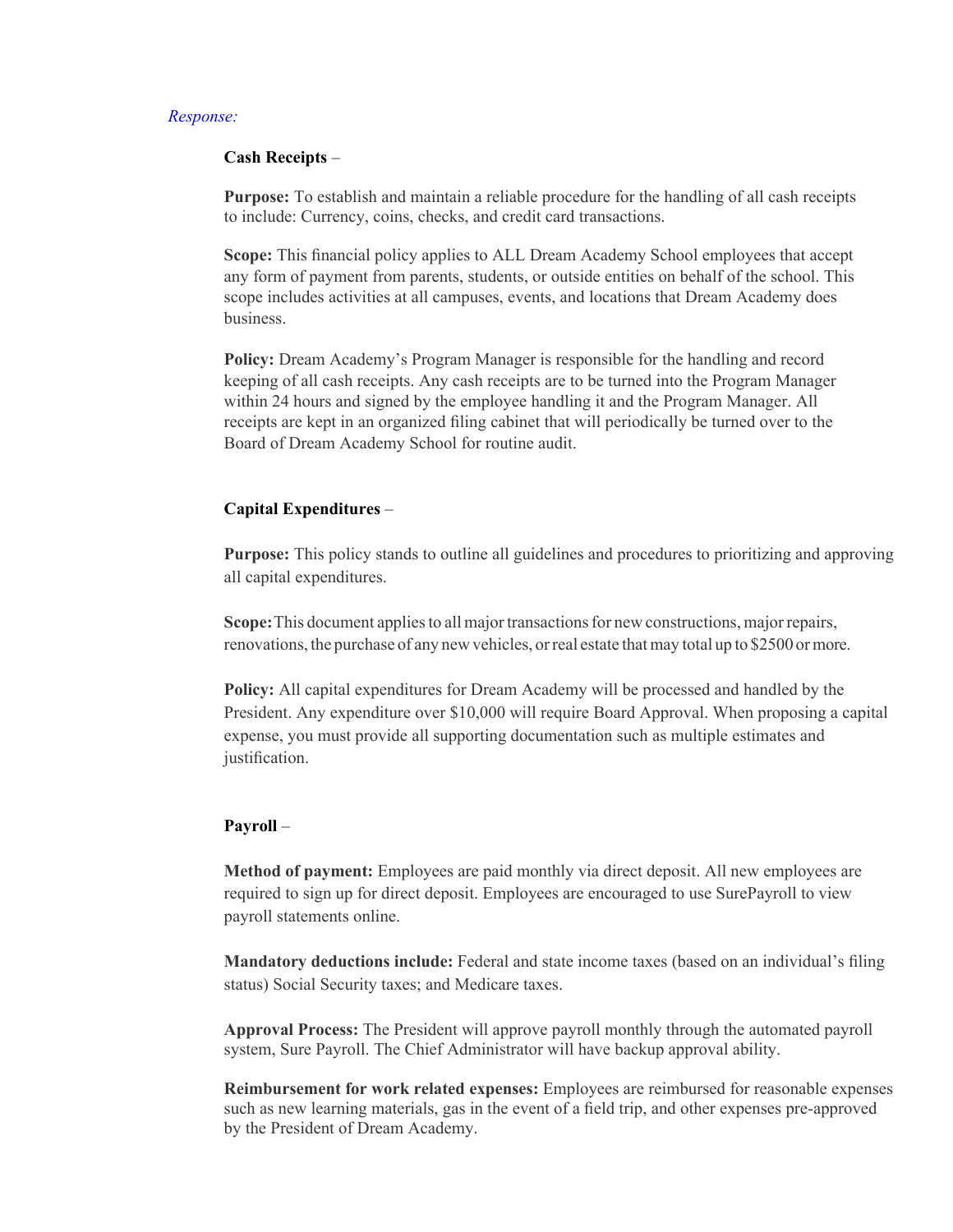*Response:*

**Cash Receipts** –

**Purpose:** To establish and maintain a reliable procedure for the handling of all cash receipts to include: Currency, coins, checks, and credit card transactions.

**Scope:** This financial policy applies to ALL Dream Academy School employees that accept any form of payment from parents, students, or outside entities on behalf of the school. This scope includes activities at all campuses, events, and locations that Dream Academy does business.

**Policy:** Dream Academy's Program Manager is responsible for the handling and record keeping of all cash receipts. Any cash receipts are to be turned into the Program Manager within 24 hours and signed by the employee handling it and the Program Manager. All receipts are kept in an organized filing cabinet that will periodically be turned over to the Board of Dream Academy School for routine audit.

**Capital Expenditures** –

**Purpose:** This policy stands to outline all guidelines and procedures to prioritizing and approving all capital expenditures.

**Scope:** This document applies to all major transactions for new constructions, major repairs, renovations, the purchase of any new vehicles, or real estate that may total up to $2500 or more.

**Policy:** All capital expenditures for Dream Academy will be processed and handled by the President. Any expenditure over $10,000 will require Board Approval. When proposing a capital expense, you must provide all supporting documentation such as multiple estimates and justification.

**Payroll** –

**Method of payment:** Employees are paid monthly via direct deposit. All new employees are required to sign up for direct deposit. Employees are encouraged to use SurePayroll to view payroll statements online.

**Mandatory deductions include:** Federal and state income taxes (based on an individual's filing status) Social Security taxes; and Medicare taxes.

**Approval Process:** The President will approve payroll monthly through the automated payroll system, Sure Payroll. The Chief Administrator will have backup approval ability.

**Reimbursement for work related expenses:** Employees are reimbursed for reasonable expenses such as new learning materials, gas in the event of a field trip, and other expenses pre-approved by the President of Dream Academy.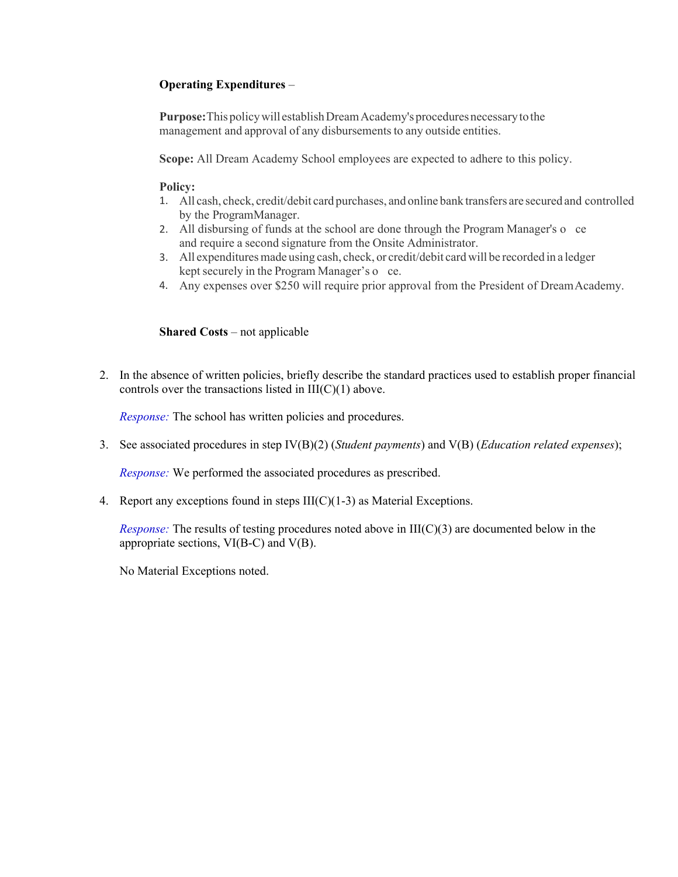**Operating Expenditures** –

**Purpose:** This policy will establish Dream Academy's procedures necessary to the management and approval of any disbursements to any outside entities.

**Scope:** All Dream Academy School employees are expected to adhere to this policy.

**Policy:**

1. All cash, check, credit/debit card purchases, and online bank transfers are secured and controlled by the ProgramManager.
2. All disbursing of funds at the school are done through the Program Manager's o ce and require a second signature from the Onsite Administrator.
3. All expenditures made using cash, check, or credit/debit card will be recorded in a ledger kept securely in the Program Manager's o ce.
4. Any expenses over $250 will require prior approval from the President of DreamAcademy.

**Shared Costs** – not applicable

2. In the absence of written policies, briefly describe the standard practices used to establish proper financial controls over the transactions listed in III(C)(1) above.

   *Response:* The school has written policies and procedures.

3. See associated procedures in step IV(B)(2) (*Student payments*) and V(B) (*Education related expenses*);

   *Response:* We performed the associated procedures as prescribed.

4. Report any exceptions found in steps III(C)(1-3) as Material Exceptions.

   *Response:* The results of testing procedures noted above in III(C)(3) are documented below in the appropriate sections, VI(B-C) and V(B).

   No Material Exceptions noted.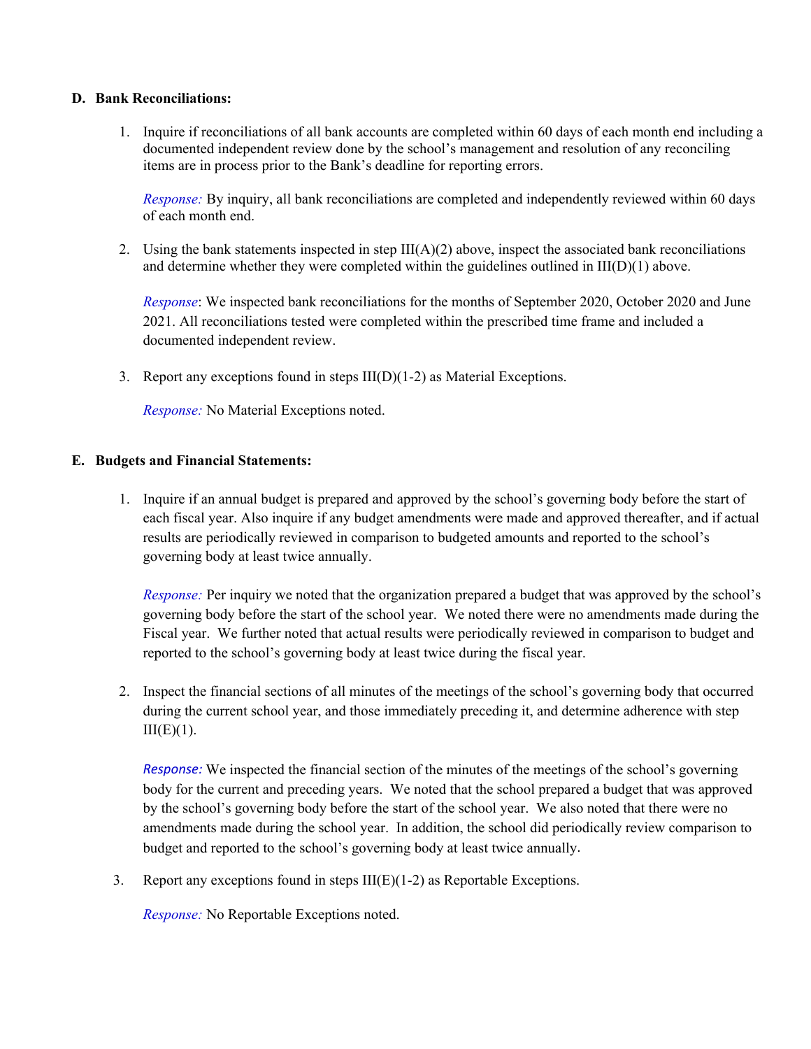**D. Bank Reconciliations:**

1. Inquire if reconciliations of all bank accounts are completed within 60 days of each month end including a documented independent review done by the school's management and resolution of any reconciling items are in process prior to the Bank's deadline for reporting errors.

   *Response:* By inquiry, all bank reconciliations are completed and independently reviewed within 60 days of each month end.

2. Using the bank statements inspected in step III(A)(2) above, inspect the associated bank reconciliations and determine whether they were completed within the guidelines outlined in III(D)(1) above.

   *Response*: We inspected bank reconciliations for the months of September 2020, October 2020 and June 2021. All reconciliations tested were completed within the prescribed time frame and included a documented independent review.

3. Report any exceptions found in steps III(D)(1-2) as Material Exceptions.

   *Response:* No Material Exceptions noted.

**E. Budgets and Financial Statements:**

1. Inquire if an annual budget is prepared and approved by the school's governing body before the start of each fiscal year. Also inquire if any budget amendments were made and approved thereafter, and if actual results are periodically reviewed in comparison to budgeted amounts and reported to the school's governing body at least twice annually.

   *Response:* Per inquiry we noted that the organization prepared a budget that was approved by the school's governing body before the start of the school year. We noted there were no amendments made during the Fiscal year. We further noted that actual results were periodically reviewed in comparison to budget and reported to the school's governing body at least twice during the fiscal year.

2. Inspect the financial sections of all minutes of the meetings of the school's governing body that occurred during the current school year, and those immediately preceding it, and determine adherence with step III(E)(1).

   *Response:* We inspected the financial section of the minutes of the meetings of the school's governing body for the current and preceding years. We noted that the school prepared a budget that was approved by the school's governing body before the start of the school year. We also noted that there were no amendments made during the school year. In addition, the school did periodically review comparison to budget and reported to the school's governing body at least twice annually.

3. Report any exceptions found in steps III(E)(1-2) as Reportable Exceptions.

   *Response:* No Reportable Exceptions noted.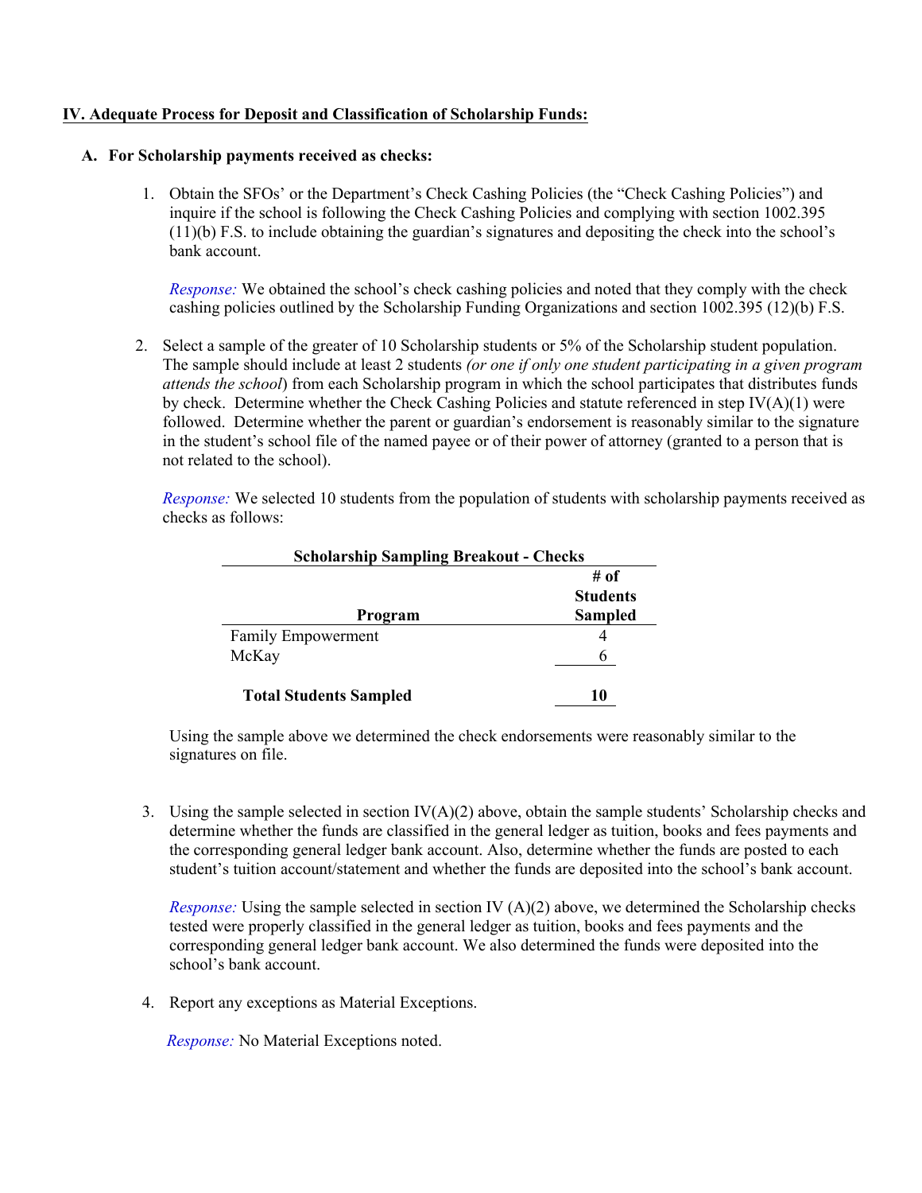**IV. Adequate Process for Deposit and Classification of Scholarship Funds:**

**A. For Scholarship payments received as checks:**

1. Obtain the SFOs' or the Department's Check Cashing Policies (the "Check Cashing Policies") and inquire if the school is following the Check Cashing Policies and complying with section 1002.395 (11)(b) F.S. to include obtaining the guardian's signatures and depositing the check into the school's bank account.

   *Response:* We obtained the school's check cashing policies and noted that they comply with the check cashing policies outlined by the Scholarship Funding Organizations and section 1002.395 (12)(b) F.S.

2. Select a sample of the greater of 10 Scholarship students or 5% of the Scholarship student population. The sample should include at least 2 students *(or one if only one student participating in a given program attends the school)* from each Scholarship program in which the school participates that distributes funds by check. Determine whether the Check Cashing Policies and statute referenced in step IV(A)(1) were followed. Determine whether the parent or guardian's endorsement is reasonably similar to the signature in the student's school file of the named payee or of their power of attorney (granted to a person that is not related to the school).

   *Response:* We selected 10 students from the population of students with scholarship payments received as checks as follows:

   **Scholarship Sampling Breakout - Checks**

   | Program | # of Students Sampled |
   |---|---|
   | Family Empowerment | 4 |
   | McKay | 6 |
   | **Total Students Sampled** | **10** |

   Using the sample above we determined the check endorsements were reasonably similar to the signatures on file.

3. Using the sample selected in section IV(A)(2) above, obtain the sample students' Scholarship checks and determine whether the funds are classified in the general ledger as tuition, books and fees payments and the corresponding general ledger bank account. Also, determine whether the funds are posted to each student's tuition account/statement and whether the funds are deposited into the school's bank account.

   *Response:* Using the sample selected in section IV (A)(2) above, we determined the Scholarship checks tested were properly classified in the general ledger as tuition, books and fees payments and the corresponding general ledger bank account. We also determined the funds were deposited into the school's bank account.

4. Report any exceptions as Material Exceptions.

   *Response:* No Material Exceptions noted.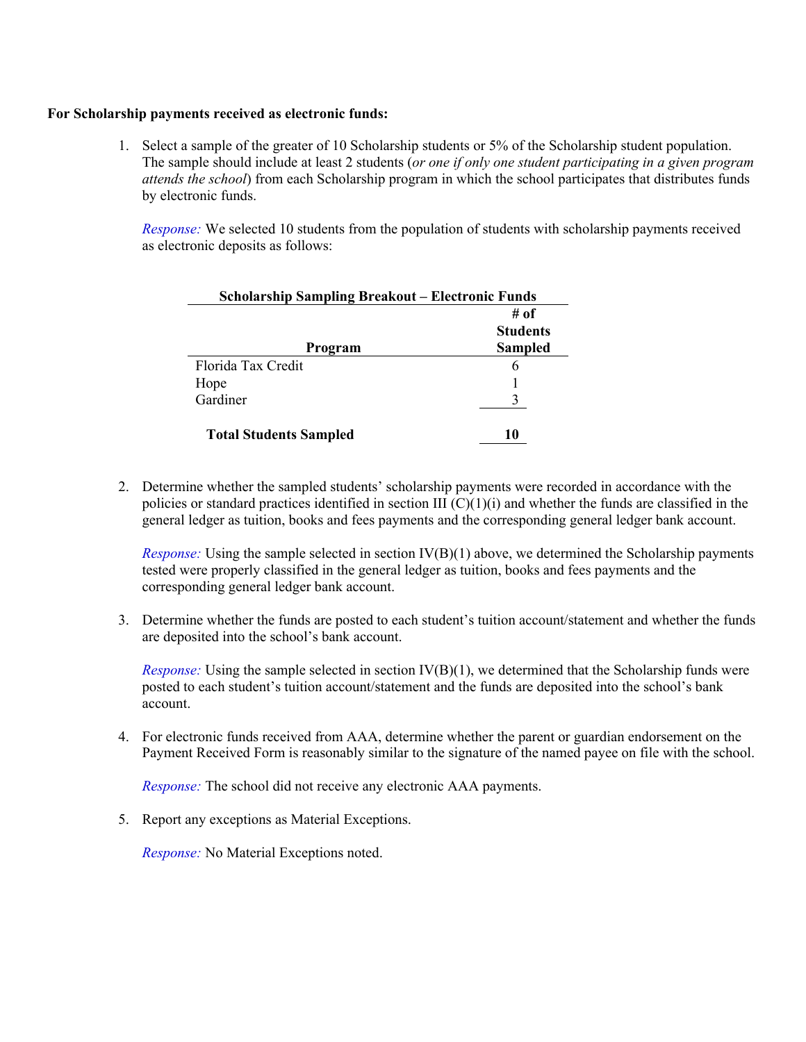**For Scholarship payments received as electronic funds:**

1. Select a sample of the greater of 10 Scholarship students or 5% of the Scholarship student population. The sample should include at least 2 students (*or one if only one student participating in a given program attends the school*) from each Scholarship program in which the school participates that distributes funds by electronic funds.

   *Response:* We selected 10 students from the population of students with scholarship payments received as electronic deposits as follows:

   **Scholarship Sampling Breakout – Electronic Funds**

   | Program | # of Students Sampled |
   |---|---|
   | Florida Tax Credit | 6 |
   | Hope | 1 |
   | Gardiner | 3 |
   | **Total Students Sampled** | **10** |

2. Determine whether the sampled students' scholarship payments were recorded in accordance with the policies or standard practices identified in section III (C)(1)(i) and whether the funds are classified in the general ledger as tuition, books and fees payments and the corresponding general ledger bank account.

   *Response:* Using the sample selected in section IV(B)(1) above, we determined the Scholarship payments tested were properly classified in the general ledger as tuition, books and fees payments and the corresponding general ledger bank account.

3. Determine whether the funds are posted to each student's tuition account/statement and whether the funds are deposited into the school's bank account.

   *Response:* Using the sample selected in section IV(B)(1), we determined that the Scholarship funds were posted to each student's tuition account/statement and the funds are deposited into the school's bank account.

4. For electronic funds received from AAA, determine whether the parent or guardian endorsement on the Payment Received Form is reasonably similar to the signature of the named payee on file with the school.

   *Response:* The school did not receive any electronic AAA payments.

5. Report any exceptions as Material Exceptions.

   *Response:* No Material Exceptions noted.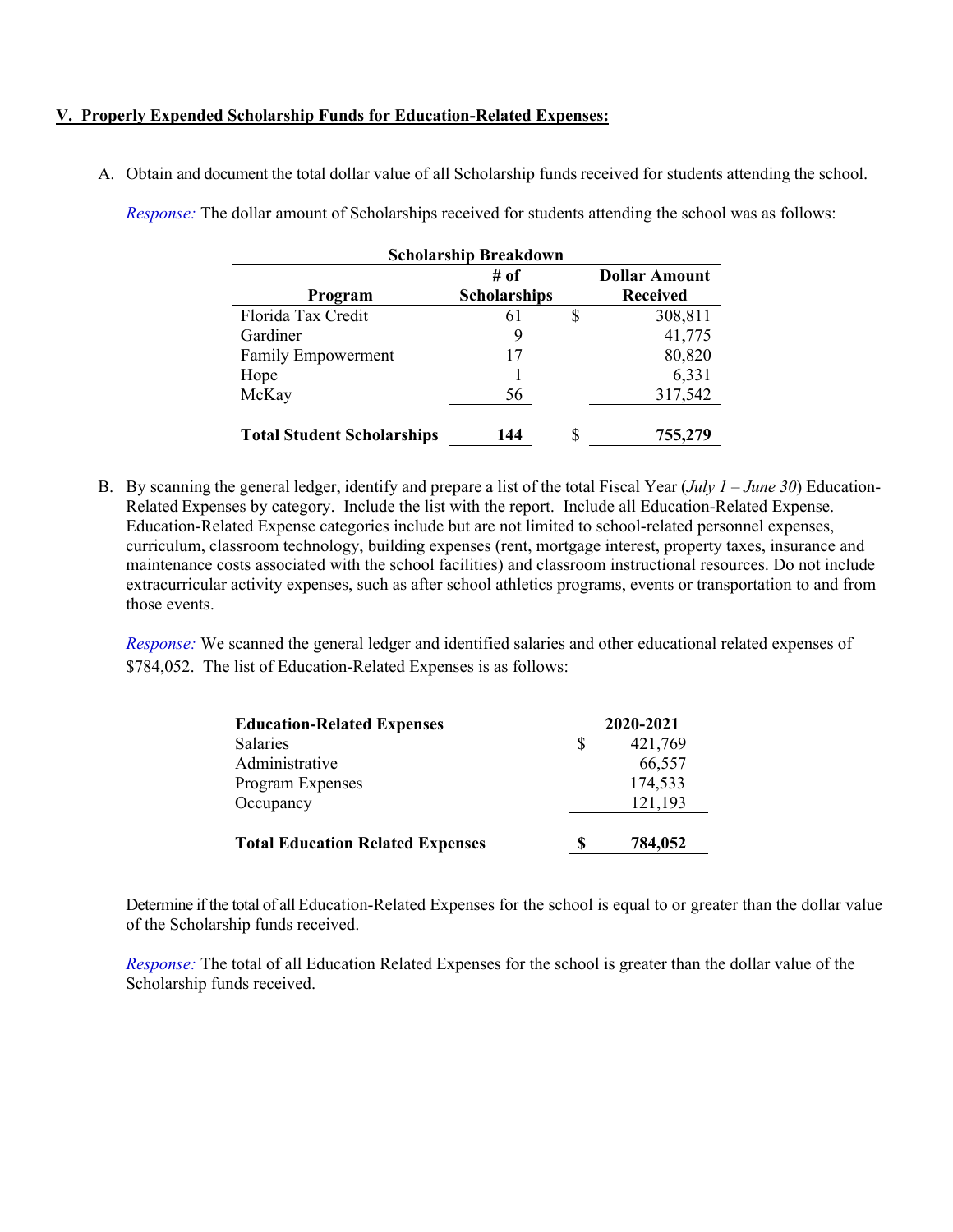## V. Properly Expended Scholarship Funds for Education-Related Expenses:

A. Obtain and document the total dollar value of all Scholarship funds received for students attending the school.

*Response:* The dollar amount of Scholarships received for students attending the school was as follows:

**Scholarship Breakdown**

| Program | # of Scholarships | | Dollar Amount Received |
|---|---|---|---|
| Florida Tax Credit | 61 | $ | 308,811 |
| Gardiner | 9 | | 41,775 |
| Family Empowerment | 17 | | 80,820 |
| Hope | 1 | | 6,331 |
| McKay | 56 | | 317,542 |
| **Total Student Scholarships** | **144** | $ | **755,279** |

B. By scanning the general ledger, identify and prepare a list of the total Fiscal Year (*July 1 – June 30*) Education-Related Expenses by category. Include the list with the report. Include all Education-Related Expense. Education-Related Expense categories include but are not limited to school-related personnel expenses, curriculum, classroom technology, building expenses (rent, mortgage interest, property taxes, insurance and maintenance costs associated with the school facilities) and classroom instructional resources. Do not include extracurricular activity expenses, such as after school athletics programs, events or transportation to and from those events.

*Response:* We scanned the general ledger and identified salaries and other educational related expenses of $784,052. The list of Education-Related Expenses is as follows:

| **Education-Related Expenses** | | **2020-2021** |
|---|---|---|
| Salaries | $ | 421,769 |
| Administrative | | 66,557 |
| Program Expenses | | 174,533 |
| Occupancy | | 121,193 |
| **Total Education Related Expenses** | **$** | **784,052** |

Determine if the total of all Education-Related Expenses for the school is equal to or greater than the dollar value of the Scholarship funds received.

*Response:* The total of all Education Related Expenses for the school is greater than the dollar value of the Scholarship funds received.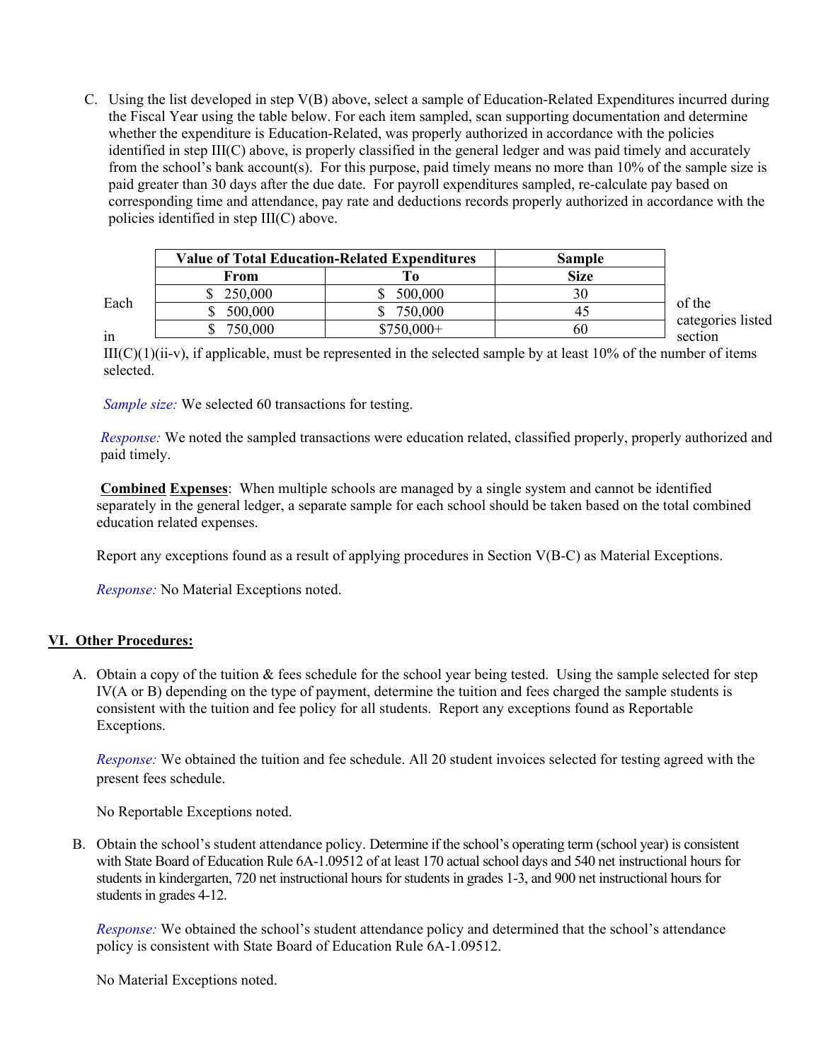C. Using the list developed in step V(B) above, select a sample of Education-Related Expenditures incurred during the Fiscal Year using the table below. For each item sampled, scan supporting documentation and determine whether the expenditure is Education-Related, was properly authorized in accordance with the policies identified in step III(C) above, is properly classified in the general ledger and was paid timely and accurately from the school's bank account(s). For this purpose, paid timely means no more than 10% of the sample size is paid greater than 30 days after the due date. For payroll expenditures sampled, re-calculate pay based on corresponding time and attendance, pay rate and deductions records properly authorized in accordance with the policies identified in step III(C) above.

| Value of Total Education-Related Expenditures | | Sample |
|---|---|---|
| From | To | Size |
| $ 250,000 | $ 500,000 | 30 |
| $ 500,000 | $ 750,000 | 45 |
| $ 750,000 | $750,000+ | 60 |

Each of the categories listed in section III(C)(1)(ii-v), if applicable, must be represented in the selected sample by at least 10% of the number of items selected.

*Sample size:* We selected 60 transactions for testing.

*Response:* We noted the sampled transactions were education related, classified properly, properly authorized and paid timely.

**Combined Expenses**: When multiple schools are managed by a single system and cannot be identified separately in the general ledger, a separate sample for each school should be taken based on the total combined education related expenses.

Report any exceptions found as a result of applying procedures in Section V(B-C) as Material Exceptions.

*Response:* No Material Exceptions noted.

## VI. Other Procedures:

A. Obtain a copy of the tuition & fees schedule for the school year being tested. Using the sample selected for step IV(A or B) depending on the type of payment, determine the tuition and fees charged the sample students is consistent with the tuition and fee policy for all students. Report any exceptions found as Reportable Exceptions.

*Response:* We obtained the tuition and fee schedule. All 20 student invoices selected for testing agreed with the present fees schedule.

No Reportable Exceptions noted.

B. Obtain the school's student attendance policy. Determine if the school's operating term (school year) is consistent with State Board of Education Rule 6A-1.09512 of at least 170 actual school days and 540 net instructional hours for students in kindergarten, 720 net instructional hours for students in grades 1-3, and 900 net instructional hours for students in grades 4-12.

*Response:* We obtained the school's student attendance policy and determined that the school's attendance policy is consistent with State Board of Education Rule 6A-1.09512.

No Material Exceptions noted.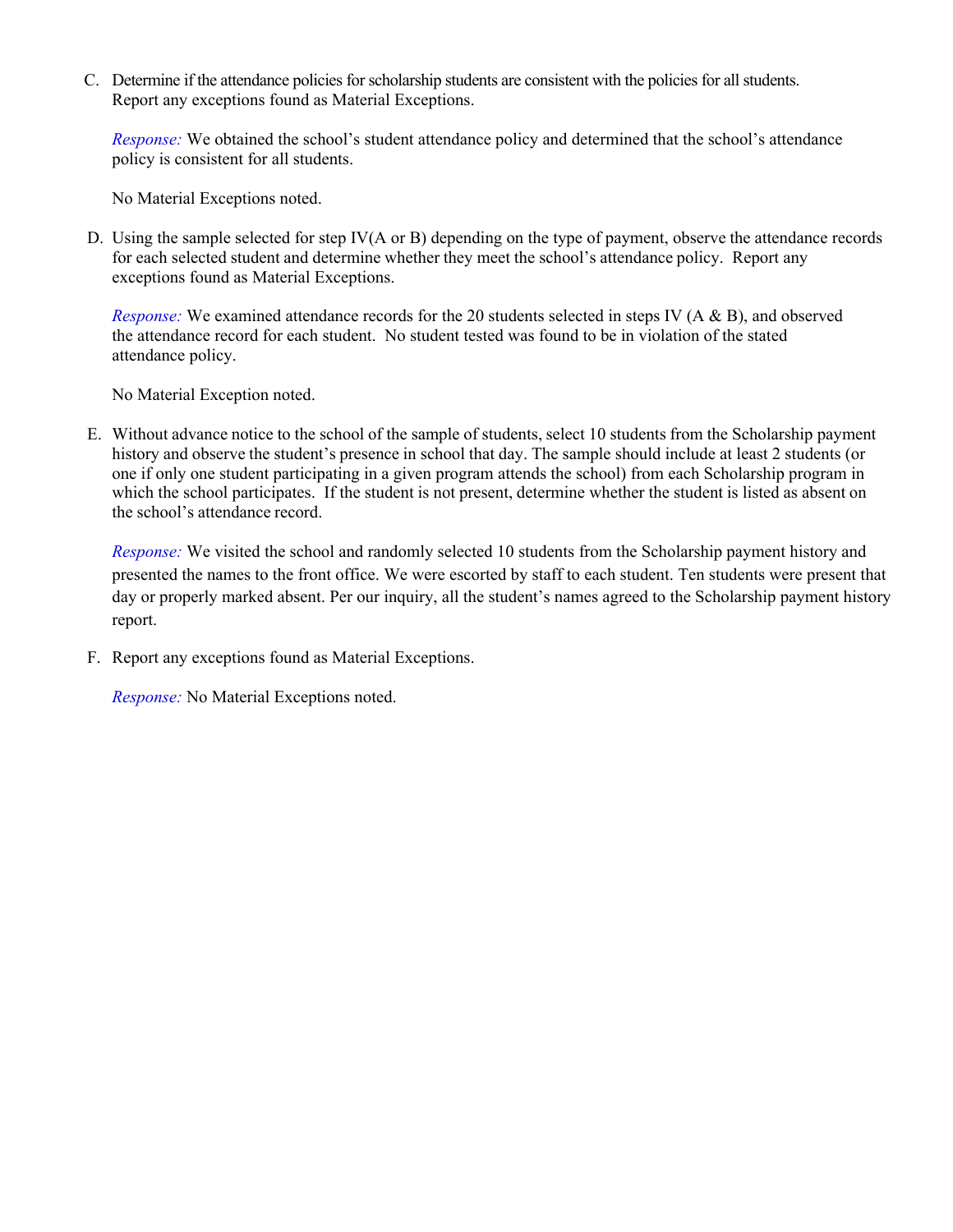C. Determine if the attendance policies for scholarship students are consistent with the policies for all students. Report any exceptions found as Material Exceptions.

   *Response:* We obtained the school's student attendance policy and determined that the school's attendance policy is consistent for all students.

   No Material Exceptions noted.

D. Using the sample selected for step IV(A or B) depending on the type of payment, observe the attendance records for each selected student and determine whether they meet the school's attendance policy. Report any exceptions found as Material Exceptions.

   *Response:* We examined attendance records for the 20 students selected in steps IV (A & B), and observed the attendance record for each student. No student tested was found to be in violation of the stated attendance policy.

   No Material Exception noted.

E. Without advance notice to the school of the sample of students, select 10 students from the Scholarship payment history and observe the student's presence in school that day. The sample should include at least 2 students (or one if only one student participating in a given program attends the school) from each Scholarship program in which the school participates. If the student is not present, determine whether the student is listed as absent on the school's attendance record.

   *Response:* We visited the school and randomly selected 10 students from the Scholarship payment history and presented the names to the front office. We were escorted by staff to each student. Ten students were present that day or properly marked absent. Per our inquiry, all the student's names agreed to the Scholarship payment history report.

F. Report any exceptions found as Material Exceptions.

   *Response:* No Material Exceptions noted.